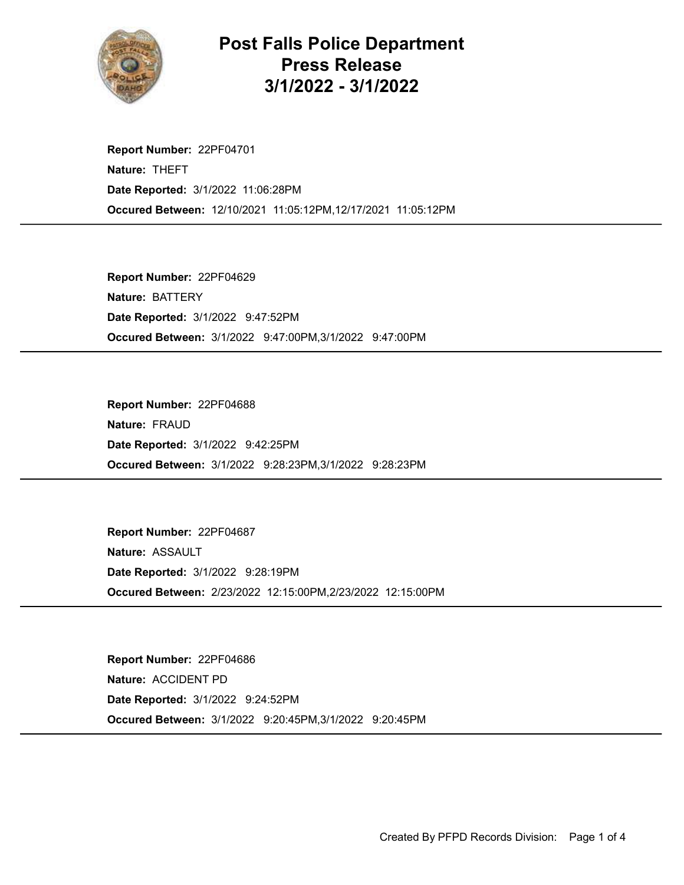# Post Falls Police Department
# Press Release
# 3/1/2022 - 3/1/2022

**Report Number:** 22PF04701
**Nature:** THEFT
**Date Reported:** 3/1/2022 11:06:28PM
**Occured Between:** 12/10/2021 11:05:12PM,12/17/2021 11:05:12PM

---

**Report Number:** 22PF04629
**Nature:** BATTERY
**Date Reported:** 3/1/2022 9:47:52PM
**Occured Between:** 3/1/2022 9:47:00PM,3/1/2022 9:47:00PM

---

**Report Number:** 22PF04688
**Nature:** FRAUD
**Date Reported:** 3/1/2022 9:42:25PM
**Occured Between:** 3/1/2022 9:28:23PM,3/1/2022 9:28:23PM

---

**Report Number:** 22PF04687
**Nature:** ASSAULT
**Date Reported:** 3/1/2022 9:28:19PM
**Occured Between:** 2/23/2022 12:15:00PM,2/23/2022 12:15:00PM

---

**Report Number:** 22PF04686
**Nature:** ACCIDENT PD
**Date Reported:** 3/1/2022 9:24:52PM
**Occured Between:** 3/1/2022 9:20:45PM,3/1/2022 9:20:45PM

---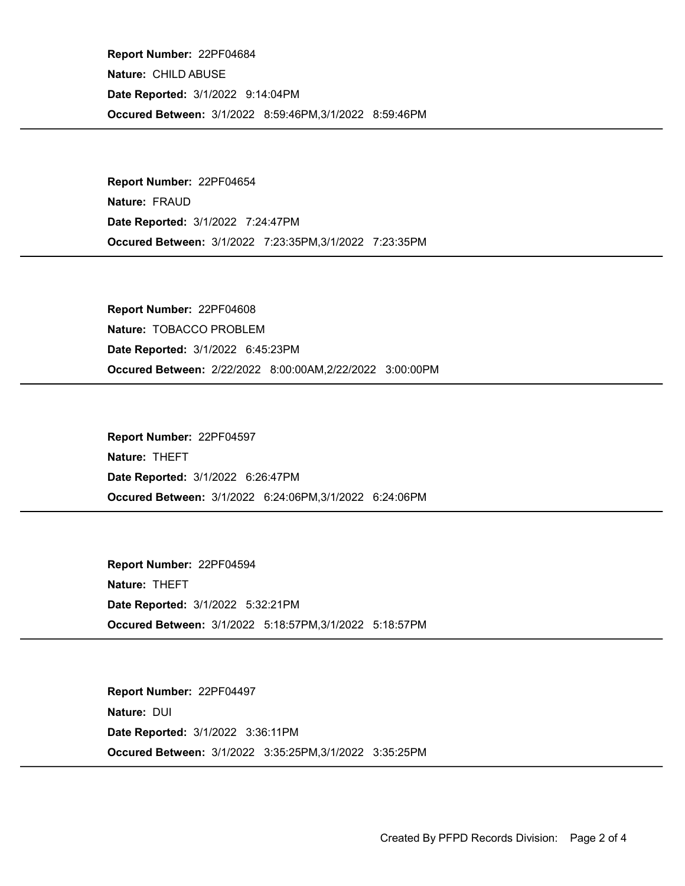**Report Number:** 22PF04684
**Nature:** CHILD ABUSE
**Date Reported:** 3/1/2022 9:14:04PM
**Occured Between:** 3/1/2022 8:59:46PM,3/1/2022 8:59:46PM

---

**Report Number:** 22PF04654
**Nature:** FRAUD
**Date Reported:** 3/1/2022 7:24:47PM
**Occured Between:** 3/1/2022 7:23:35PM,3/1/2022 7:23:35PM

---

**Report Number:** 22PF04608
**Nature:** TOBACCO PROBLEM
**Date Reported:** 3/1/2022 6:45:23PM
**Occured Between:** 2/22/2022 8:00:00AM,2/22/2022 3:00:00PM

---

**Report Number:** 22PF04597
**Nature:** THEFT
**Date Reported:** 3/1/2022 6:26:47PM
**Occured Between:** 3/1/2022 6:24:06PM,3/1/2022 6:24:06PM

---

**Report Number:** 22PF04594
**Nature:** THEFT
**Date Reported:** 3/1/2022 5:32:21PM
**Occured Between:** 3/1/2022 5:18:57PM,3/1/2022 5:18:57PM

---

**Report Number:** 22PF04497
**Nature:** DUI
**Date Reported:** 3/1/2022 3:36:11PM
**Occured Between:** 3/1/2022 3:35:25PM,3/1/2022 3:35:25PM

---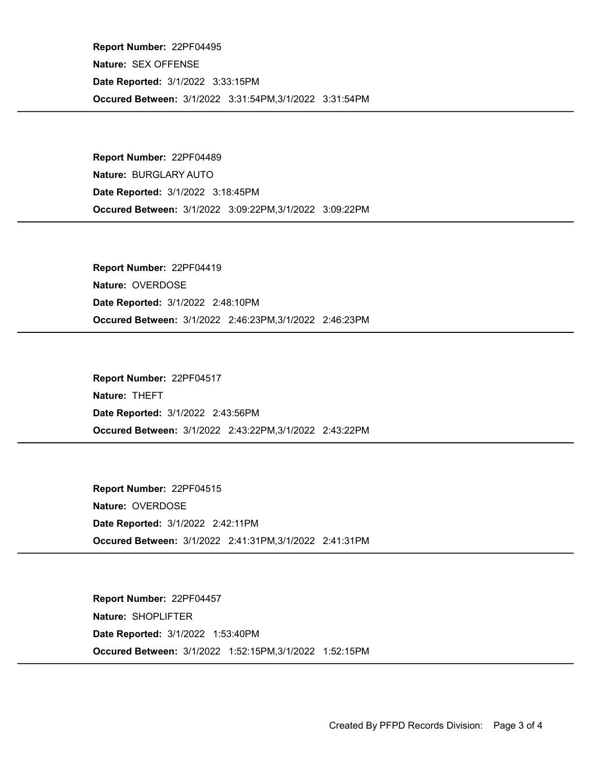**Report Number:** 22PF04495

**Nature:** SEX OFFENSE

**Date Reported:** 3/1/2022 3:33:15PM

**Occured Between:** 3/1/2022 3:31:54PM,3/1/2022 3:31:54PM

---

**Report Number:** 22PF04489

**Nature:** BURGLARY AUTO

**Date Reported:** 3/1/2022 3:18:45PM

**Occured Between:** 3/1/2022 3:09:22PM,3/1/2022 3:09:22PM

---

**Report Number:** 22PF04419

**Nature:** OVERDOSE

**Date Reported:** 3/1/2022 2:48:10PM

**Occured Between:** 3/1/2022 2:46:23PM,3/1/2022 2:46:23PM

---

**Report Number:** 22PF04517

**Nature:** THEFT

**Date Reported:** 3/1/2022 2:43:56PM

**Occured Between:** 3/1/2022 2:43:22PM,3/1/2022 2:43:22PM

---

**Report Number:** 22PF04515

**Nature:** OVERDOSE

**Date Reported:** 3/1/2022 2:42:11PM

**Occured Between:** 3/1/2022 2:41:31PM,3/1/2022 2:41:31PM

---

**Report Number:** 22PF04457

**Nature:** SHOPLIFTER

**Date Reported:** 3/1/2022 1:53:40PM

**Occured Between:** 3/1/2022 1:52:15PM,3/1/2022 1:52:15PM

---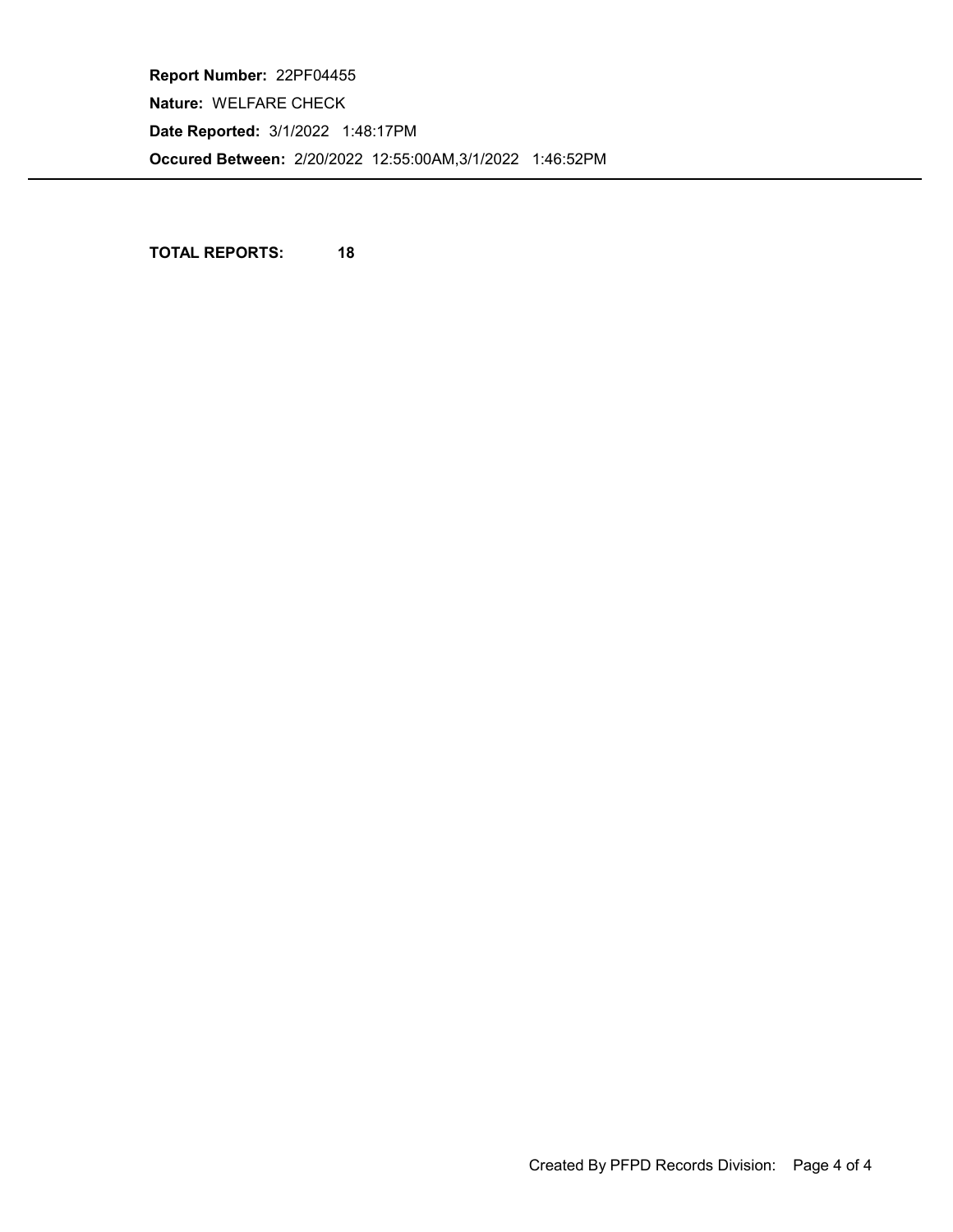**Report Number:** 22PF04455

**Nature:** WELFARE CHECK

**Date Reported:** 3/1/2022 1:48:17PM

**Occured Between:** 2/20/2022 12:55:00AM,3/1/2022 1:46:52PM

---

**TOTAL REPORTS: 18**